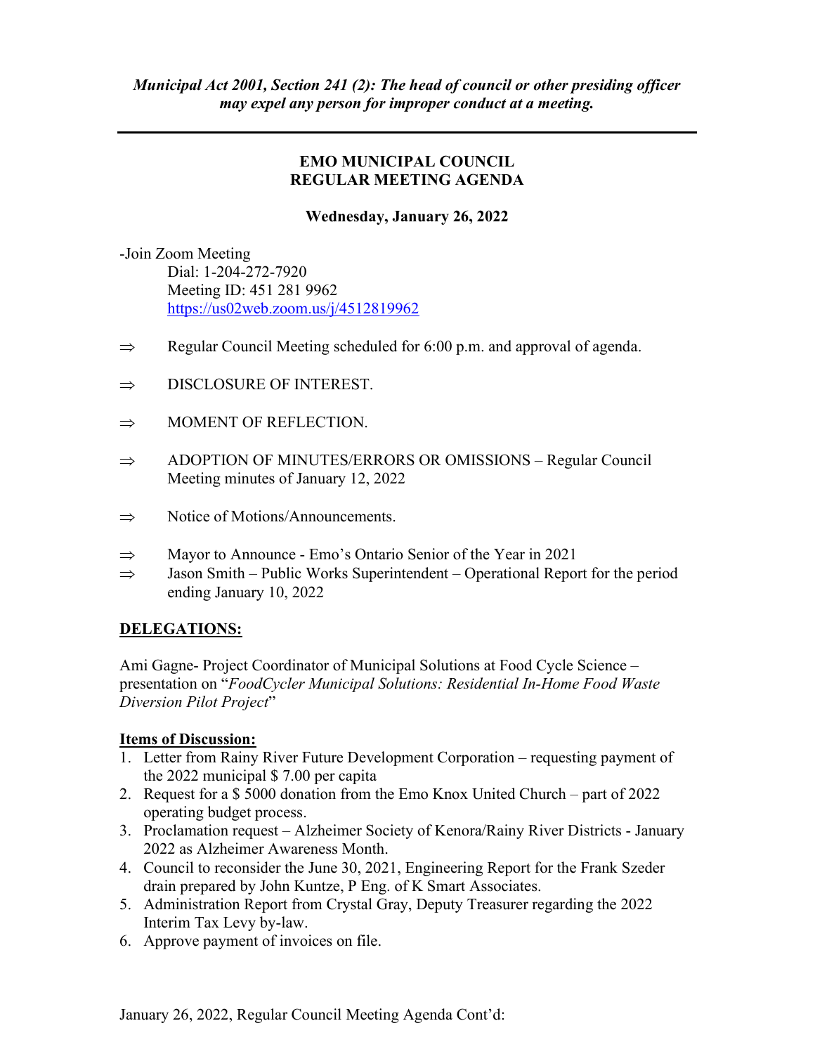*Municipal Act 2001, Section 241 (2): The head of council or other presiding officer may expel any person for improper conduct at a meeting.*

---

**EMO MUNICIPAL COUNCIL**
**REGULAR MEETING AGENDA**

**Wednesday, January 26, 2022**

-Join Zoom Meeting
Dial: 1-204-272-7920
Meeting ID: 451 281 9962
https://us02web.zoom.us/j/4512819962

⇒ Regular Council Meeting scheduled for 6:00 p.m. and approval of agenda.

⇒ DISCLOSURE OF INTEREST.

⇒ MOMENT OF REFLECTION.

⇒ ADOPTION OF MINUTES/ERRORS OR OMISSIONS – Regular Council Meeting minutes of January 12, 2022

⇒ Notice of Motions/Announcements.

⇒ Mayor to Announce - Emo's Ontario Senior of the Year in 2021
⇒ Jason Smith – Public Works Superintendent – Operational Report for the period ending January 10, 2022

**DELEGATIONS:**

Ami Gagne- Project Coordinator of Municipal Solutions at Food Cycle Science – presentation on "*FoodCycler Municipal Solutions: Residential In-Home Food Waste Diversion Pilot Project*"

**Items of Discussion:**

1. Letter from Rainy River Future Development Corporation – requesting payment of the 2022 municipal $ 7.00 per capita
2. Request for a $ 5000 donation from the Emo Knox United Church – part of 2022 operating budget process.
3. Proclamation request – Alzheimer Society of Kenora/Rainy River Districts - January 2022 as Alzheimer Awareness Month.
4. Council to reconsider the June 30, 2021, Engineering Report for the Frank Szeder drain prepared by John Kuntze, P Eng. of K Smart Associates.
5. Administration Report from Crystal Gray, Deputy Treasurer regarding the 2022 Interim Tax Levy by-law.
6. Approve payment of invoices on file.

January 26, 2022, Regular Council Meeting Agenda Cont'd: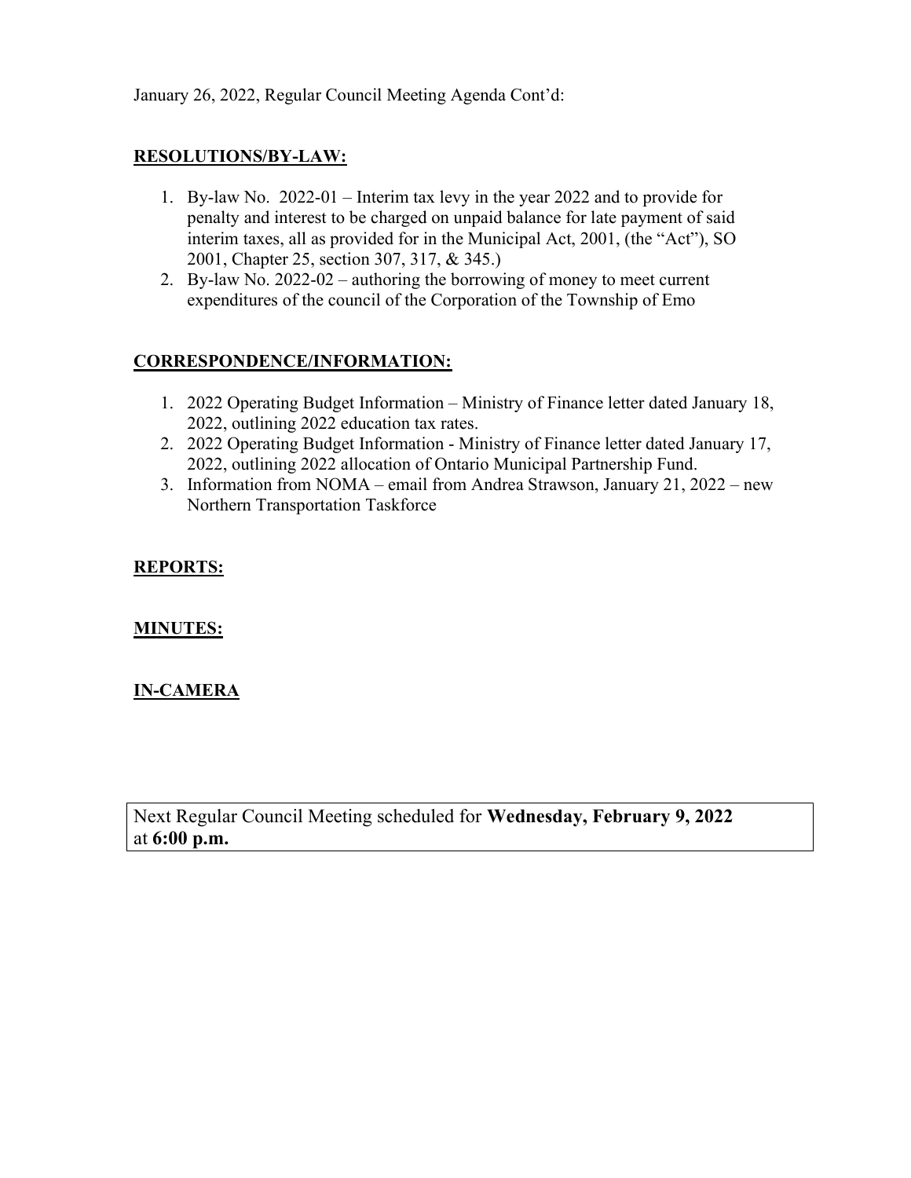January 26, 2022, Regular Council Meeting Agenda Cont'd:

## RESOLUTIONS/BY-LAW:

1. By-law No. 2022-01 – Interim tax levy in the year 2022 and to provide for penalty and interest to be charged on unpaid balance for late payment of said interim taxes, all as provided for in the Municipal Act, 2001, (the "Act"), SO 2001, Chapter 25, section 307, 317, & 345.)
2. By-law No. 2022-02 – authoring the borrowing of money to meet current expenditures of the council of the Corporation of the Township of Emo

## CORRESPONDENCE/INFORMATION:

1. 2022 Operating Budget Information – Ministry of Finance letter dated January 18, 2022, outlining 2022 education tax rates.
2. 2022 Operating Budget Information - Ministry of Finance letter dated January 17, 2022, outlining 2022 allocation of Ontario Municipal Partnership Fund.
3. Information from NOMA – email from Andrea Strawson, January 21, 2022 – new Northern Transportation Taskforce

## REPORTS:

## MINUTES:

## IN-CAMERA

Next Regular Council Meeting scheduled for **Wednesday, February 9, 2022** at **6:00 p.m.**